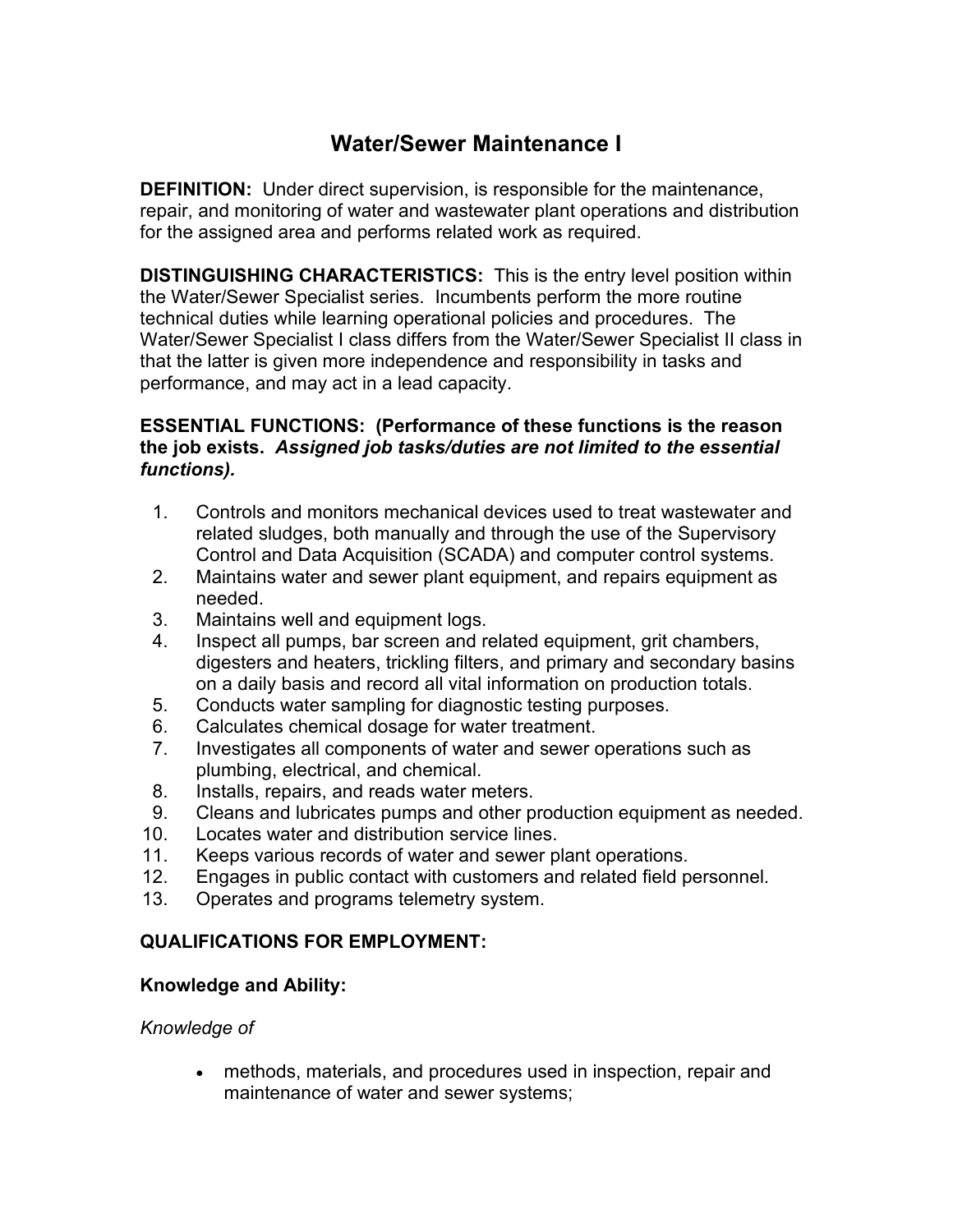# Water/Sewer Maintenance I

**DEFINITION:** Under direct supervision, is responsible for the maintenance, repair, and monitoring of water and wastewater plant operations and distribution for the assigned area and performs related work as required.

**DISTINGUISHING CHARACTERISTICS:** This is the entry level position within the Water/Sewer Specialist series. Incumbents perform the more routine technical duties while learning operational policies and procedures. The Water/Sewer Specialist I class differs from the Water/Sewer Specialist II class in that the latter is given more independence and responsibility in tasks and performance, and may act in a lead capacity.

**ESSENTIAL FUNCTIONS: (Performance of these functions is the reason the job exists. *Assigned job tasks/duties are not limited to the essential functions).***

1. Controls and monitors mechanical devices used to treat wastewater and related sludges, both manually and through the use of the Supervisory Control and Data Acquisition (SCADA) and computer control systems.
2. Maintains water and sewer plant equipment, and repairs equipment as needed.
3. Maintains well and equipment logs.
4. Inspect all pumps, bar screen and related equipment, grit chambers, digesters and heaters, trickling filters, and primary and secondary basins on a daily basis and record all vital information on production totals.
5. Conducts water sampling for diagnostic testing purposes.
6. Calculates chemical dosage for water treatment.
7. Investigates all components of water and sewer operations such as plumbing, electrical, and chemical.
8. Installs, repairs, and reads water meters.
9. Cleans and lubricates pumps and other production equipment as needed.
10. Locates water and distribution service lines.
11. Keeps various records of water and sewer plant operations.
12. Engages in public contact with customers and related field personnel.
13. Operates and programs telemetry system.

**QUALIFICATIONS FOR EMPLOYMENT:**

**Knowledge and Ability:**

*Knowledge of*

- methods, materials, and procedures used in inspection, repair and maintenance of water and sewer systems;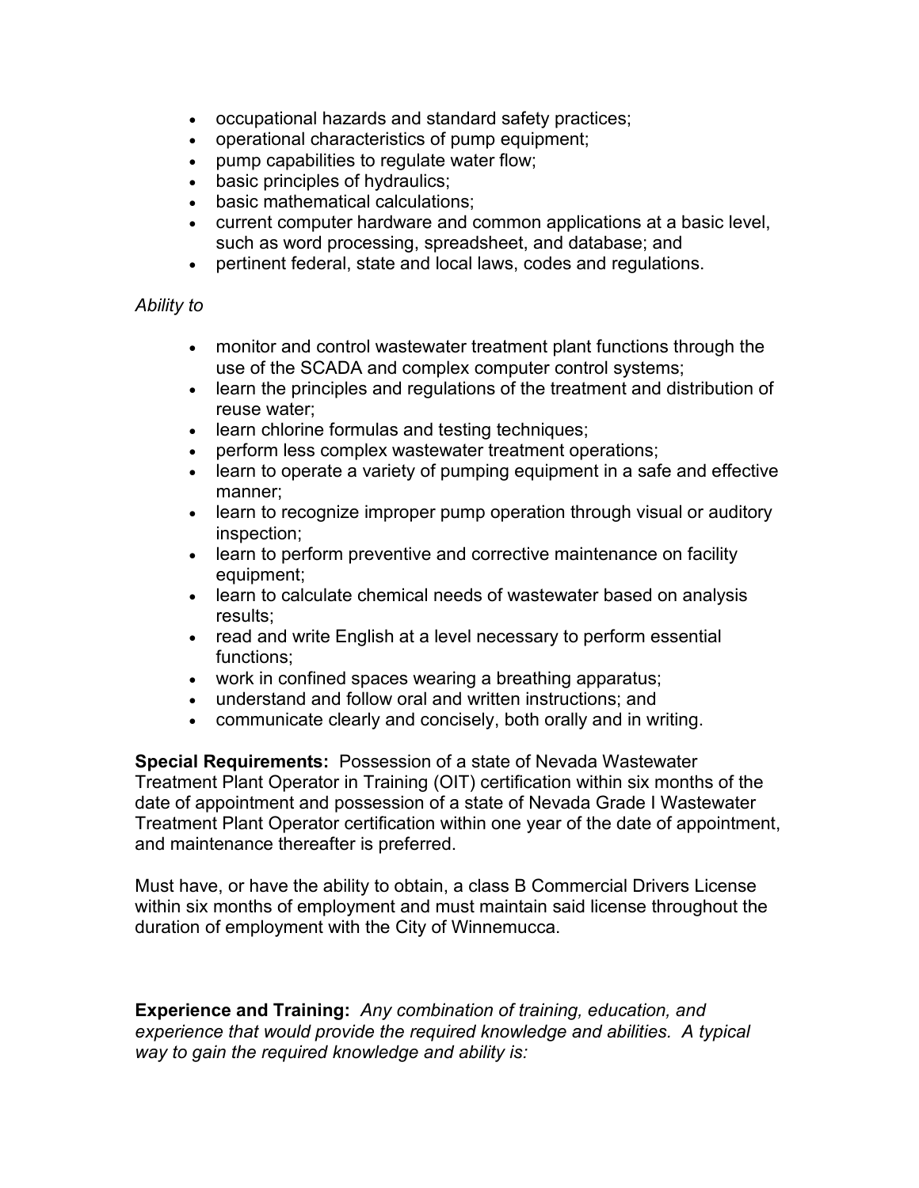- occupational hazards and standard safety practices;
- operational characteristics of pump equipment;
- pump capabilities to regulate water flow;
- basic principles of hydraulics;
- basic mathematical calculations;
- current computer hardware and common applications at a basic level, such as word processing, spreadsheet, and database; and
- pertinent federal, state and local laws, codes and regulations.

*Ability to*

- monitor and control wastewater treatment plant functions through the use of the SCADA and complex computer control systems;
- learn the principles and regulations of the treatment and distribution of reuse water;
- learn chlorine formulas and testing techniques;
- perform less complex wastewater treatment operations;
- learn to operate a variety of pumping equipment in a safe and effective manner;
- learn to recognize improper pump operation through visual or auditory inspection;
- learn to perform preventive and corrective maintenance on facility equipment;
- learn to calculate chemical needs of wastewater based on analysis results;
- read and write English at a level necessary to perform essential functions;
- work in confined spaces wearing a breathing apparatus;
- understand and follow oral and written instructions; and
- communicate clearly and concisely, both orally and in writing.

**Special Requirements:** Possession of a state of Nevada Wastewater Treatment Plant Operator in Training (OIT) certification within six months of the date of appointment and possession of a state of Nevada Grade I Wastewater Treatment Plant Operator certification within one year of the date of appointment, and maintenance thereafter is preferred.

Must have, or have the ability to obtain, a class B Commercial Drivers License within six months of employment and must maintain said license throughout the duration of employment with the City of Winnemucca.

**Experience and Training:** *Any combination of training, education, and experience that would provide the required knowledge and abilities. A typical way to gain the required knowledge and ability is:*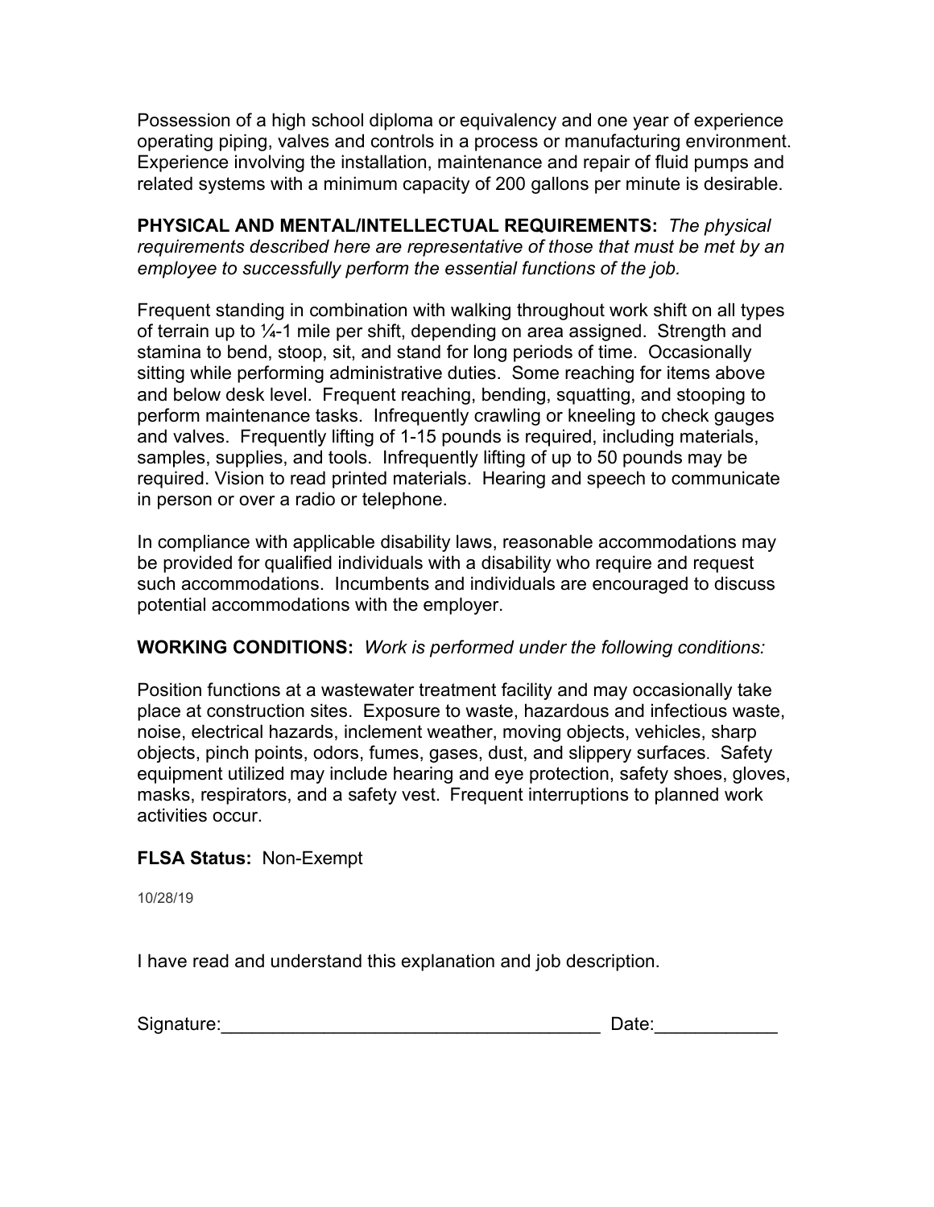Possession of a high school diploma or equivalency and one year of experience operating piping, valves and controls in a process or manufacturing environment. Experience involving the installation, maintenance and repair of fluid pumps and related systems with a minimum capacity of 200 gallons per minute is desirable.

**PHYSICAL AND MENTAL/INTELLECTUAL REQUIREMENTS:** *The physical requirements described here are representative of those that must be met by an employee to successfully perform the essential functions of the job.*

Frequent standing in combination with walking throughout work shift on all types of terrain up to ¼-1 mile per shift, depending on area assigned. Strength and stamina to bend, stoop, sit, and stand for long periods of time. Occasionally sitting while performing administrative duties. Some reaching for items above and below desk level. Frequent reaching, bending, squatting, and stooping to perform maintenance tasks. Infrequently crawling or kneeling to check gauges and valves. Frequently lifting of 1-15 pounds is required, including materials, samples, supplies, and tools. Infrequently lifting of up to 50 pounds may be required. Vision to read printed materials. Hearing and speech to communicate in person or over a radio or telephone.

In compliance with applicable disability laws, reasonable accommodations may be provided for qualified individuals with a disability who require and request such accommodations. Incumbents and individuals are encouraged to discuss potential accommodations with the employer.

**WORKING CONDITIONS:** *Work is performed under the following conditions:*

Position functions at a wastewater treatment facility and may occasionally take place at construction sites. Exposure to waste, hazardous and infectious waste, noise, electrical hazards, inclement weather, moving objects, vehicles, sharp objects, pinch points, odors, fumes, gases, dust, and slippery surfaces. Safety equipment utilized may include hearing and eye protection, safety shoes, gloves, masks, respirators, and a safety vest. Frequent interruptions to planned work activities occur.

**FLSA Status:** Non-Exempt

10/28/19

I have read and understand this explanation and job description.

Signature:_____________________________________ Date:____________